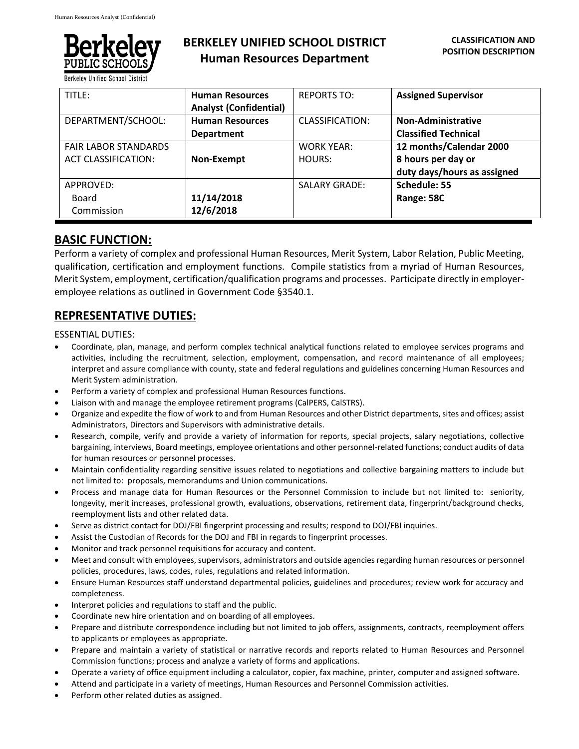# BERKELEY UNIFIED SCHOOL DISTRICT
## Human Resources Department

**CLASSIFICATION AND POSITION DESCRIPTION**

| TITLE: | **Human Resources Analyst (Confidential)** | REPORTS TO: | **Assigned Supervisor** |
|---|---|---|---|
| DEPARTMENT/SCHOOL: | **Human Resources Department** | CLASSIFICATION: | **Non-Administrative Classified Technical** |
| FAIR LABOR STANDARDS ACT CLASSIFICATION: | **Non-Exempt** | WORK YEAR: HOURS: | **12 months/Calendar 2000 8 hours per day or duty days/hours as assigned** |
| APPROVED: Board Commission | **11/14/2018 12/6/2018** | SALARY GRADE: | **Schedule: 55 Range: 58C** |

## BASIC FUNCTION:

Perform a variety of complex and professional Human Resources, Merit System, Labor Relation, Public Meeting, qualification, certification and employment functions. Compile statistics from a myriad of Human Resources, Merit System, employment, certification/qualification programs and processes. Participate directly in employer-employee relations as outlined in Government Code §3540.1.

## REPRESENTATIVE DUTIES:

ESSENTIAL DUTIES:

- Coordinate, plan, manage, and perform complex technical analytical functions related to employee services programs and activities, including the recruitment, selection, employment, compensation, and record maintenance of all employees; interpret and assure compliance with county, state and federal regulations and guidelines concerning Human Resources and Merit System administration.
- Perform a variety of complex and professional Human Resources functions.
- Liaison with and manage the employee retirement programs (CalPERS, CalSTRS).
- Organize and expedite the flow of work to and from Human Resources and other District departments, sites and offices; assist Administrators, Directors and Supervisors with administrative details.
- Research, compile, verify and provide a variety of information for reports, special projects, salary negotiations, collective bargaining, interviews, Board meetings, employee orientations and other personnel-related functions; conduct audits of data for human resources or personnel processes.
- Maintain confidentiality regarding sensitive issues related to negotiations and collective bargaining matters to include but not limited to: proposals, memorandums and Union communications.
- Process and manage data for Human Resources or the Personnel Commission to include but not limited to: seniority, longevity, merit increases, professional growth, evaluations, observations, retirement data, fingerprint/background checks, reemployment lists and other related data.
- Serve as district contact for DOJ/FBI fingerprint processing and results; respond to DOJ/FBI inquiries.
- Assist the Custodian of Records for the DOJ and FBI in regards to fingerprint processes.
- Monitor and track personnel requisitions for accuracy and content.
- Meet and consult with employees, supervisors, administrators and outside agencies regarding human resources or personnel policies, procedures, laws, codes, rules, regulations and related information.
- Ensure Human Resources staff understand departmental policies, guidelines and procedures; review work for accuracy and completeness.
- Interpret policies and regulations to staff and the public.
- Coordinate new hire orientation and on boarding of all employees.
- Prepare and distribute correspondence including but not limited to job offers, assignments, contracts, reemployment offers to applicants or employees as appropriate.
- Prepare and maintain a variety of statistical or narrative records and reports related to Human Resources and Personnel Commission functions; process and analyze a variety of forms and applications.
- Operate a variety of office equipment including a calculator, copier, fax machine, printer, computer and assigned software.
- Attend and participate in a variety of meetings, Human Resources and Personnel Commission activities.
- Perform other related duties as assigned.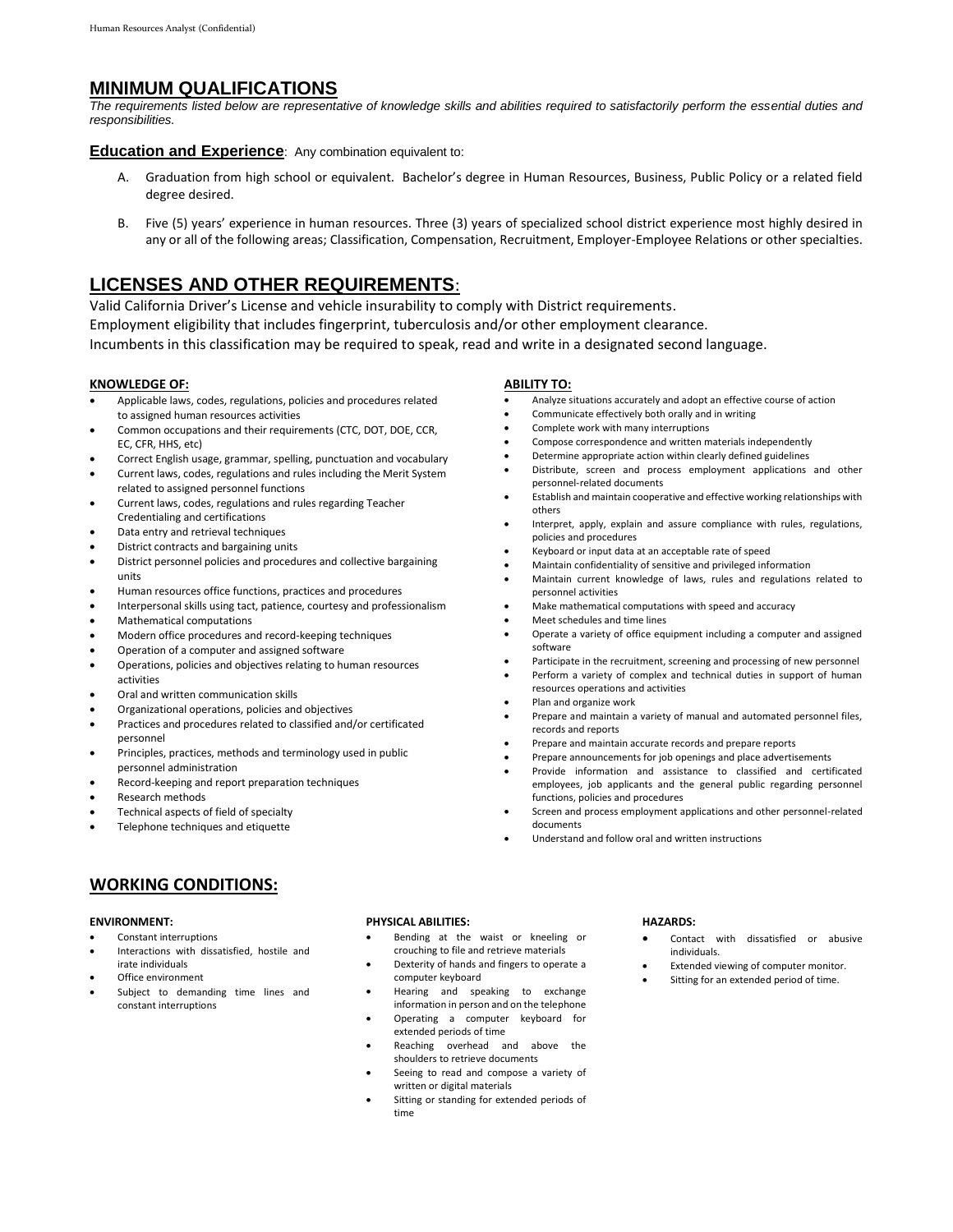## MINIMUM QUALIFICATIONS

*The requirements listed below are representative of knowledge skills and abilities required to satisfactorily perform the essential duties and responsibilities.*

**Education and Experience**: Any combination equivalent to:

A. Graduation from high school or equivalent. Bachelor's degree in Human Resources, Business, Public Policy or a related field degree desired.

B. Five (5) years' experience in human resources. Three (3) years of specialized school district experience most highly desired in any or all of the following areas; Classification, Compensation, Recruitment, Employer-Employee Relations or other specialties.

## LICENSES AND OTHER REQUIREMENTS:

Valid California Driver's License and vehicle insurability to comply with District requirements.
Employment eligibility that includes fingerprint, tuberculosis and/or other employment clearance.
Incumbents in this classification may be required to speak, read and write in a designated second language.

**KNOWLEDGE OF:**

- Applicable laws, codes, regulations, policies and procedures related to assigned human resources activities
- Common occupations and their requirements (CTC, DOT, DOE, CCR, EC, CFR, HHS, etc)
- Correct English usage, grammar, spelling, punctuation and vocabulary
- Current laws, codes, regulations and rules including the Merit System related to assigned personnel functions
- Current laws, codes, regulations and rules regarding Teacher Credentialing and certifications
- Data entry and retrieval techniques
- District contracts and bargaining units
- District personnel policies and procedures and collective bargaining units
- Human resources office functions, practices and procedures
- Interpersonal skills using tact, patience, courtesy and professionalism
- Mathematical computations
- Modern office procedures and record-keeping techniques
- Operation of a computer and assigned software
- Operations, policies and objectives relating to human resources activities
- Oral and written communication skills
- Organizational operations, policies and objectives
- Practices and procedures related to classified and/or certificated personnel
- Principles, practices, methods and terminology used in public personnel administration
- Record-keeping and report preparation techniques
- Research methods
- Technical aspects of field of specialty
- Telephone techniques and etiquette

**ABILITY TO:**

- Analyze situations accurately and adopt an effective course of action
- Communicate effectively both orally and in writing
- Complete work with many interruptions
- Compose correspondence and written materials independently
- Determine appropriate action within clearly defined guidelines
- Distribute, screen and process employment applications and other personnel-related documents
- Establish and maintain cooperative and effective working relationships with others
- Interpret, apply, explain and assure compliance with rules, regulations, policies and procedures
- Keyboard or input data at an acceptable rate of speed
- Maintain confidentiality of sensitive and privileged information
- Maintain current knowledge of laws, rules and regulations related to personnel activities
- Make mathematical computations with speed and accuracy
- Meet schedules and time lines
- Operate a variety of office equipment including a computer and assigned software
- Participate in the recruitment, screening and processing of new personnel
- Perform a variety of complex and technical duties in support of human resources operations and activities
- Plan and organize work
- Prepare and maintain a variety of manual and automated personnel files, records and reports
- Prepare and maintain accurate records and prepare reports
- Prepare announcements for job openings and place advertisements
- Provide information and assistance to classified and certificated employees, job applicants and the general public regarding personnel functions, policies and procedures
- Screen and process employment applications and other personnel-related documents
- Understand and follow oral and written instructions

## WORKING CONDITIONS:

**ENVIRONMENT:**

- Constant interruptions
- Interactions with dissatisfied, hostile and irate individuals
- Office environment
- Subject to demanding time lines and constant interruptions

**PHYSICAL ABILITIES:**

- Bending at the waist or kneeling or crouching to file and retrieve materials
- Dexterity of hands and fingers to operate a computer keyboard
- Hearing and speaking to exchange information in person and on the telephone
- Operating a computer keyboard for extended periods of time
- Reaching overhead and above the shoulders to retrieve documents
- Seeing to read and compose a variety of written or digital materials
- Sitting or standing for extended periods of time

**HAZARDS:**

- Contact with dissatisfied or abusive individuals.
- Extended viewing of computer monitor.
- Sitting for an extended period of time.